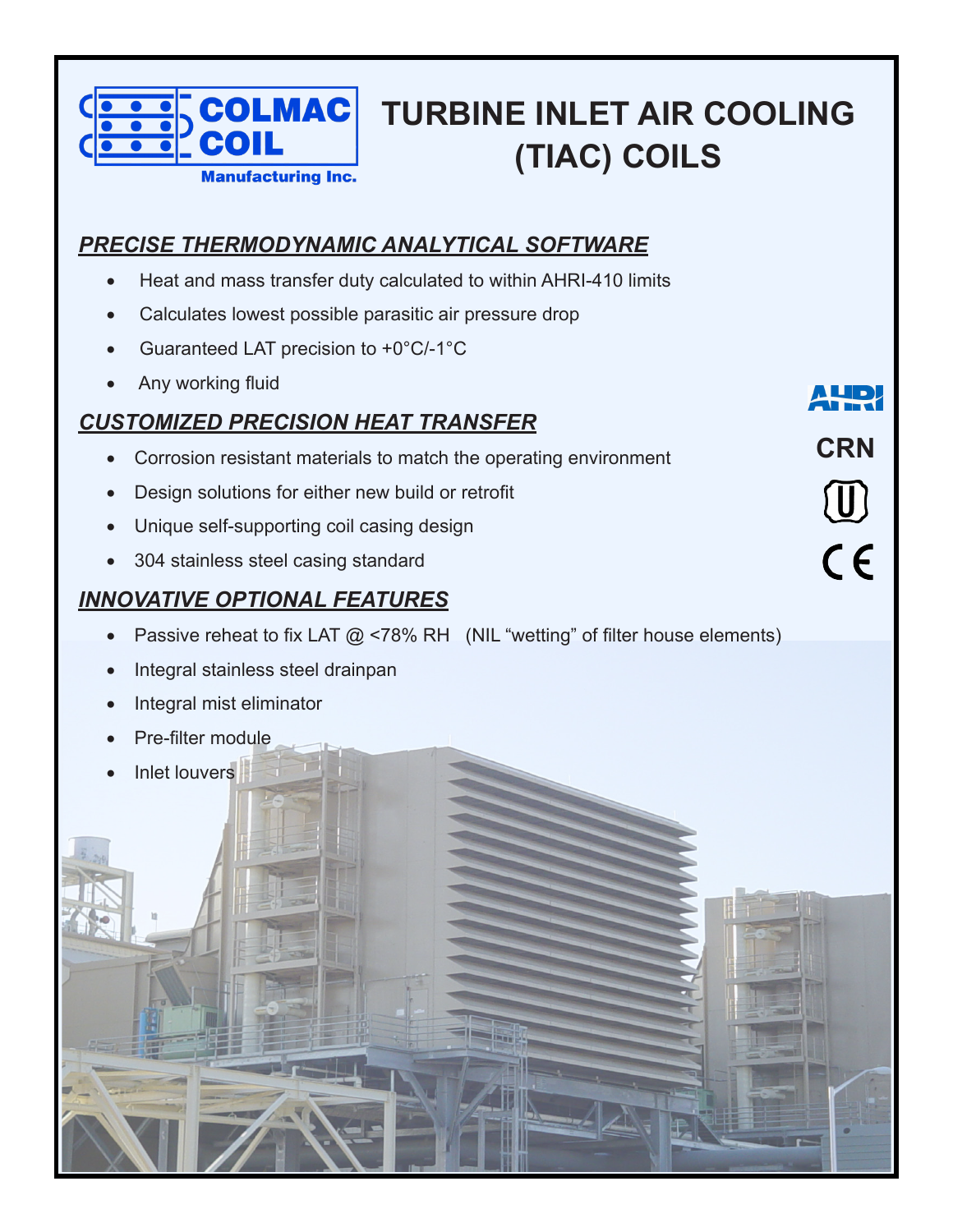COLMAC COIL Manufacturing Inc.

# TURBINE INLET AIR COOLING (TIAC) COILS

## PRECISE THERMODYNAMIC ANALYTICAL SOFTWARE

- Heat and mass transfer duty calculated to within AHRI-410 limits
- Calculates lowest possible parasitic air pressure drop
- Guaranteed LAT precision to +0°C/-1°C
- Any working fluid

## CUSTOMIZED PRECISION HEAT TRANSFER

- Corrosion resistant materials to match the operating environment
- Design solutions for either new build or retrofit
- Unique self-supporting coil casing design
- 304 stainless steel casing standard

## INNOVATIVE OPTIONAL FEATURES

- Passive reheat to fix LAT @ <78% RH (NIL "wetting" of filter house elements)
- Integral stainless steel drainpan
- Integral mist eliminator
- Pre-filter module
- Inlet louvers

AHRI

CRN

U

CE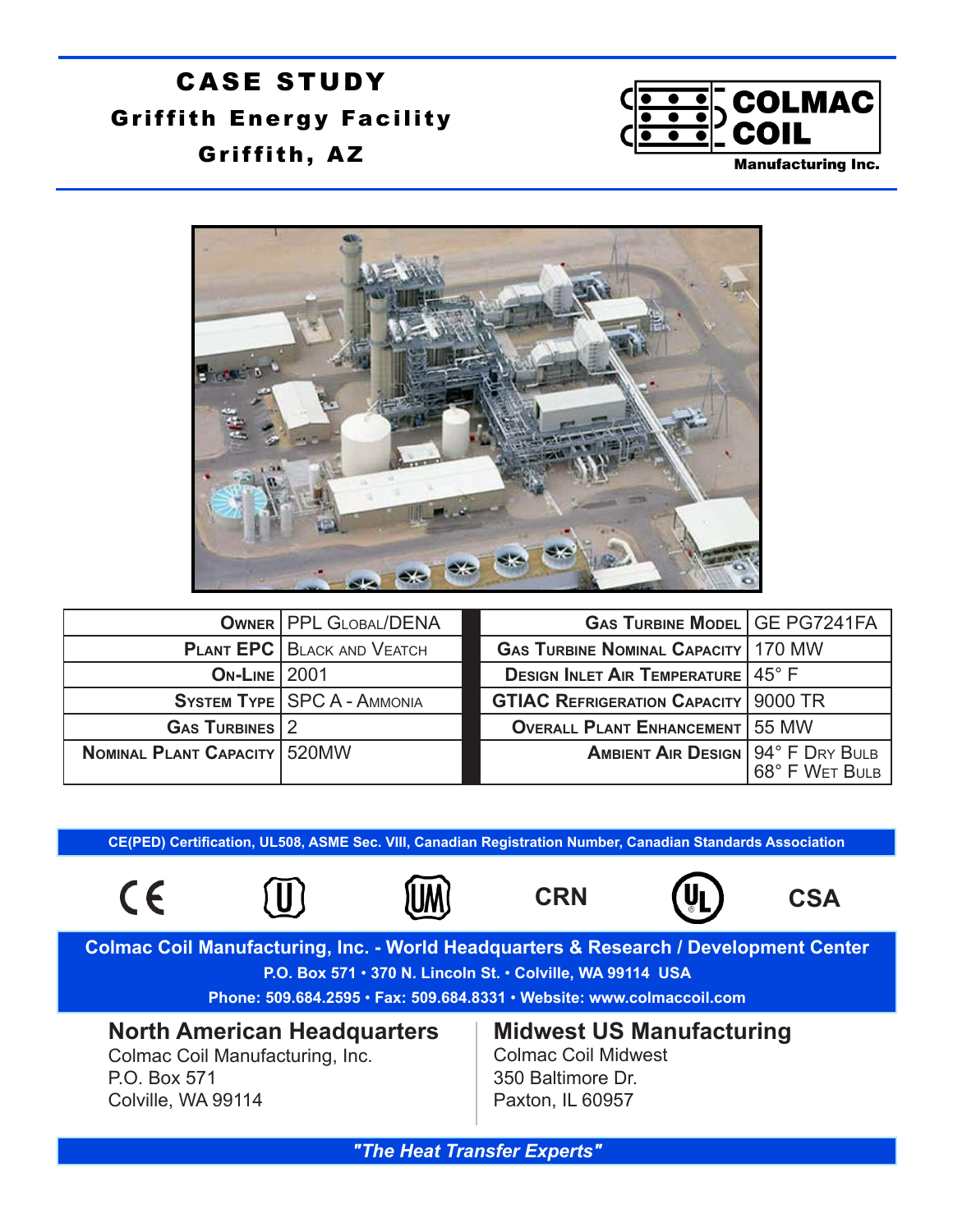# CASE STUDY

## Griffith Energy Facility

## Griffith, AZ

COLMAC COIL Manufacturing Inc.

| | | | |
|---|---|---|---|
| Owner | PPL Global/DENA | Gas Turbine Model | GE PG7241FA |
| Plant EPC | Black and Veatch | Gas Turbine Nominal Capacity | 170 MW |
| On-Line | 2001 | Design Inlet Air Temperature | 45° F |
| System Type | SPC A - Ammonia | GTIAC Refrigeration Capacity | 9000 TR |
| Gas Turbines | 2 | Overall Plant Enhancement | 55 MW |
| Nominal Plant Capacity | 520MW | Ambient Air Design | 94° F Dry Bulb<br>68° F Wet Bulb |

**CE(PED) Certification, UL508, ASME Sec. VIII, Canadian Registration Number, Canadian Standards Association**

CE U UM CRN UL CSA

**Colmac Coil Manufacturing, Inc. - World Headquarters & Research / Development Center**

**P.O. Box 571 • 370 N. Lincoln St. • Colville, WA 99114 USA**

**Phone: 509.684.2595 • Fax: 509.684.8331 • Website: www.colmaccoil.com**

### North American Headquarters

Colmac Coil Manufacturing, Inc.
P.O. Box 571
Colville, WA 99114

### Midwest US Manufacturing

Colmac Coil Midwest
350 Baltimore Dr.
Paxton, IL 60957

***"The Heat Transfer Experts"***